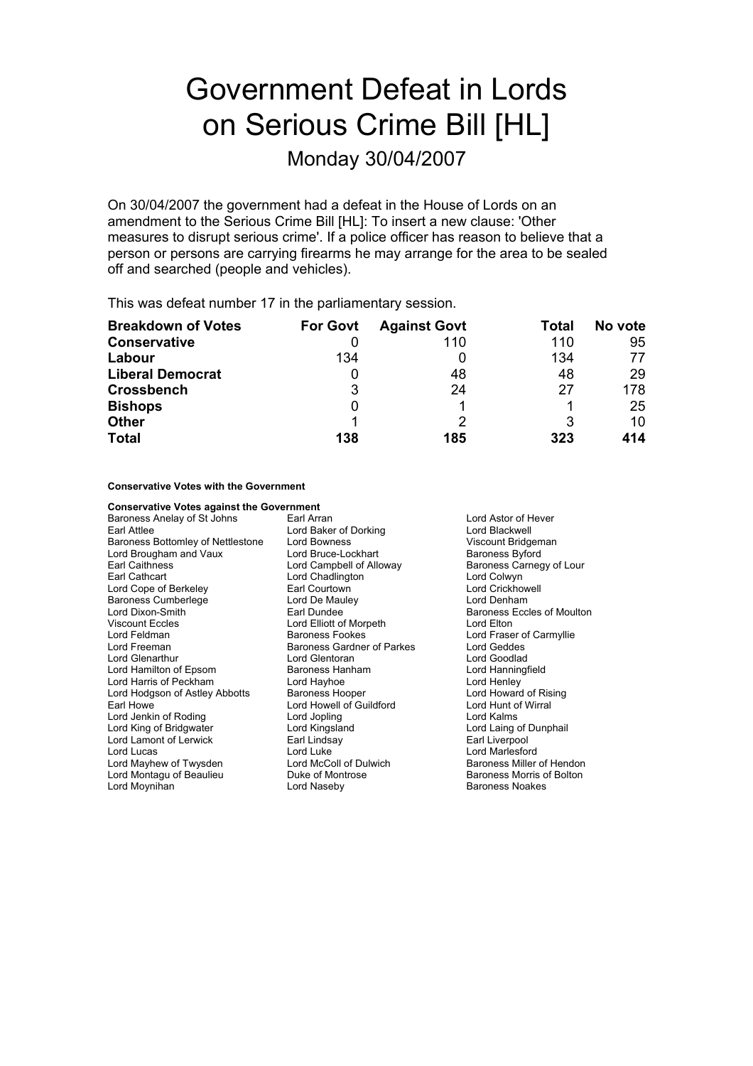# Government Defeat in Lords on Serious Crime Bill [HL]

## Monday 30/04/2007

On 30/04/2007 the government had a defeat in the House of Lords on an amendment to the Serious Crime Bill [HL]: To insert a new clause: 'Other measures to disrupt serious crime'. If a police officer has reason to believe that a person or persons are carrying firearms he may arrange for the area to be sealed off and searched (people and vehicles).

This was defeat number 17 in the parliamentary session.

| Breakdown of Votes | For Govt | Against Govt | Total | No vote |
|---|---|---|---|---|
| **Conservative** | 0 | 110 | 110 | 95 |
| **Labour** | 134 | 0 | 134 | 77 |
| **Liberal Democrat** | 0 | 48 | 48 | 29 |
| **Crossbench** | 3 | 24 | 27 | 178 |
| **Bishops** | 0 | 1 | 1 | 25 |
| **Other** | 1 | 2 | 3 | 10 |
| **Total** | **138** | **185** | **323** | **414** |

**Conservative Votes with the Government**

**Conservative Votes against the Government**

Baroness Anelay of St Johns
Earl Arran
Lord Astor of Hever
Earl Attlee
Lord Baker of Dorking
Lord Blackwell
Baroness Bottomley of Nettlestone
Lord Bowness
Viscount Bridgeman
Lord Brougham and Vaux
Lord Bruce-Lockhart
Baroness Byford
Earl Caithness
Lord Campbell of Alloway
Baroness Carnegy of Lour
Earl Cathcart
Lord Chadlington
Lord Colwyn
Lord Cope of Berkeley
Earl Courtown
Lord Crickhowell
Baroness Cumberlege
Lord De Mauley
Lord Denham
Lord Dixon-Smith
Earl Dundee
Baroness Eccles of Moulton
Viscount Eccles
Lord Elliott of Morpeth
Lord Elton
Lord Feldman
Baroness Fookes
Lord Fraser of Carmyllie
Lord Freeman
Baroness Gardner of Parkes
Lord Geddes
Lord Glenarthur
Lord Glentoran
Lord Goodlad
Lord Hamilton of Epsom
Baroness Hanham
Lord Hanningfield
Lord Harris of Peckham
Lord Hayhoe
Lord Henley
Lord Hodgson of Astley Abbotts
Baroness Hooper
Lord Howard of Rising
Earl Howe
Lord Howell of Guildford
Lord Hunt of Wirral
Lord Jenkin of Roding
Lord Jopling
Lord Kalms
Lord King of Bridgwater
Lord Kingsland
Lord Laing of Dunphail
Lord Lamont of Lerwick
Earl Lindsay
Earl Liverpool
Lord Lucas
Lord Luke
Lord Marlesford
Lord Mayhew of Twysden
Lord McColl of Dulwich
Baroness Miller of Hendon
Lord Montagu of Beaulieu
Duke of Montrose
Baroness Morris of Bolton
Lord Moynihan
Lord Naseby
Baroness Noakes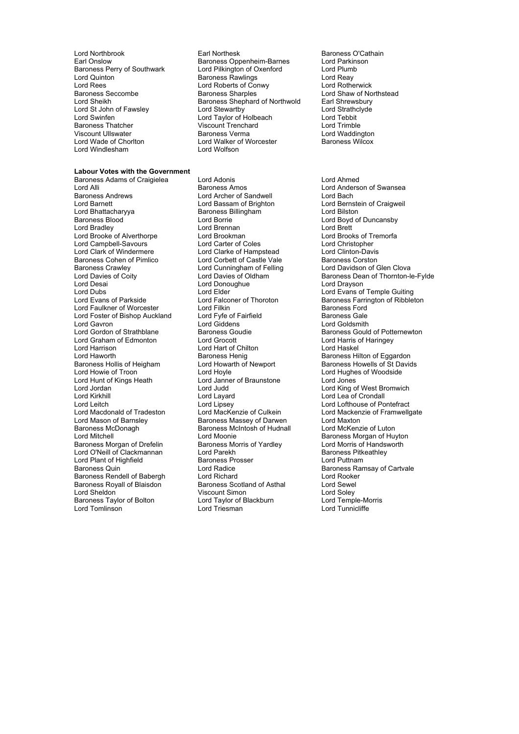Lord Northbrook
Earl Northesk
Baroness O'Cathain
Earl Onslow
Baroness Oppenheim-Barnes
Lord Parkinson
Baroness Perry of Southwark
Lord Pilkington of Oxenford
Lord Plumb
Lord Quinton
Baroness Rawlings
Lord Reay
Lord Rees
Lord Roberts of Conwy
Lord Rotherwick
Baroness Seccombe
Baroness Sharples
Lord Shaw of Northstead
Lord Sheikh
Baroness Shephard of Northwold
Earl Shrewsbury
Lord St John of Fawsley
Lord Stewartby
Lord Strathclyde
Lord Swinfen
Lord Taylor of Holbeach
Lord Tebbit
Baroness Thatcher
Viscount Trenchard
Lord Trimble
Viscount Ullswater
Baroness Verma
Lord Waddington
Lord Wade of Chorlton
Lord Walker of Worcester
Baroness Wilcox
Lord Windlesham
Lord Wolfson

**Labour Votes with the Government**

Baroness Adams of Craigielea
Lord Adonis
Lord Ahmed
Lord Alli
Baroness Amos
Lord Anderson of Swansea
Baroness Andrews
Lord Archer of Sandwell
Lord Bach
Lord Barnett
Lord Bassam of Brighton
Lord Bernstein of Craigweil
Lord Bhattacharyya
Baroness Billingham
Lord Bilston
Baroness Blood
Lord Borrie
Lord Boyd of Duncansby
Lord Bradley
Lord Brennan
Lord Brett
Lord Brooke of Alverthorpe
Lord Brookman
Lord Brooks of Tremorfa
Lord Campbell-Savours
Lord Carter of Coles
Lord Christopher
Lord Clark of Windermere
Lord Clarke of Hampstead
Lord Clinton-Davis
Baroness Cohen of Pimlico
Lord Corbett of Castle Vale
Baroness Corston
Baroness Crawley
Lord Cunningham of Felling
Lord Davidson of Glen Clova
Lord Davies of Coity
Lord Davies of Oldham
Baroness Dean of Thornton-le-Fylde
Lord Desai
Lord Donoughue
Lord Drayson
Lord Dubs
Lord Elder
Lord Evans of Temple Guiting
Lord Evans of Parkside
Lord Falconer of Thoroton
Baroness Farrington of Ribbleton
Lord Faulkner of Worcester
Lord Filkin
Baroness Ford
Lord Foster of Bishop Auckland
Lord Fyfe of Fairfield
Baroness Gale
Lord Gavron
Lord Giddens
Lord Goldsmith
Lord Gordon of Strathblane
Baroness Goudie
Baroness Gould of Potternewton
Lord Graham of Edmonton
Lord Grocott
Lord Harris of Haringey
Lord Harrison
Lord Hart of Chilton
Lord Haskel
Lord Haworth
Baroness Henig
Baroness Hilton of Eggardon
Baroness Hollis of Heigham
Lord Howarth of Newport
Baroness Howells of St Davids
Lord Howie of Troon
Lord Hoyle
Lord Hughes of Woodside
Lord Hunt of Kings Heath
Lord Janner of Braunstone
Lord Jones
Lord Jordan
Lord Judd
Lord King of West Bromwich
Lord Kirkhill
Lord Layard
Lord Lea of Crondall
Lord Leitch
Lord Lipsey
Lord Lofthouse of Pontefract
Lord Macdonald of Tradeston
Lord MacKenzie of Culkein
Lord Mackenzie of Framwellgate
Lord Mason of Barnsley
Baroness Massey of Darwen
Lord Maxton
Baroness McDonagh
Baroness McIntosh of Hudnall
Lord McKenzie of Luton
Lord Mitchell
Lord Moonie
Baroness Morgan of Huyton
Baroness Morgan of Drefelin
Baroness Morris of Yardley
Lord Morris of Handsworth
Lord O'Neill of Clackmannan
Lord Parekh
Baroness Pitkeathley
Lord Plant of Highfield
Baroness Prosser
Lord Puttnam
Baroness Quin
Lord Radice
Baroness Ramsay of Cartvale
Baroness Rendell of Babergh
Lord Richard
Lord Rooker
Baroness Royall of Blaisdon
Baroness Scotland of Asthal
Lord Sewel
Lord Sheldon
Viscount Simon
Lord Soley
Baroness Taylor of Bolton
Lord Taylor of Blackburn
Lord Temple-Morris
Lord Tomlinson
Lord Triesman
Lord Tunnicliffe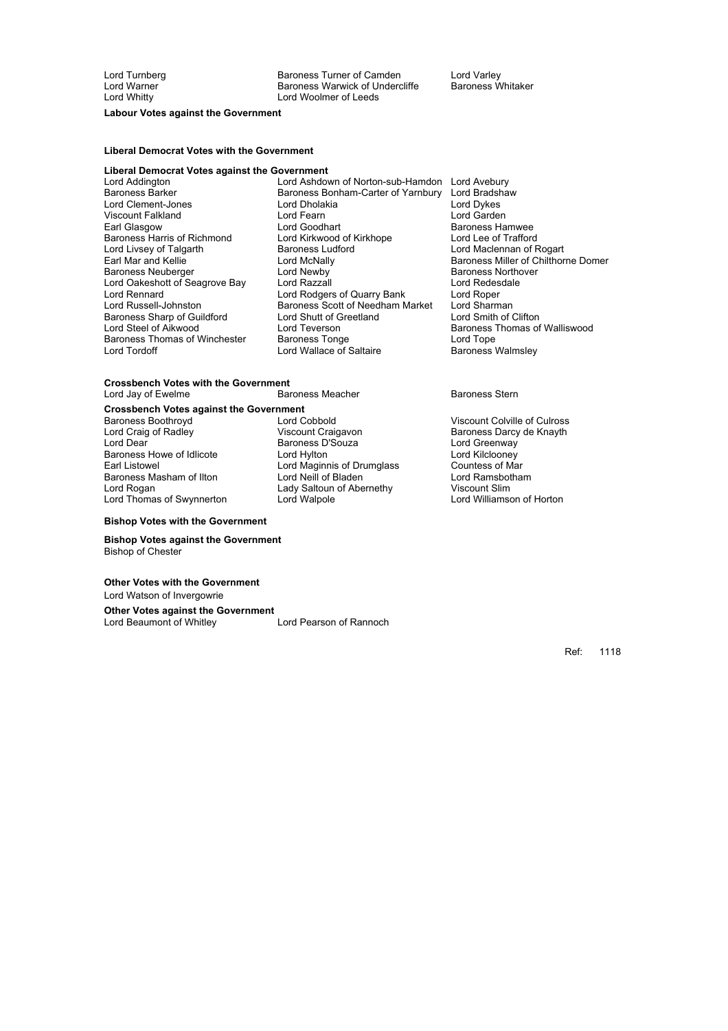Lord Turnberg
Baroness Turner of Camden
Lord Varley
Lord Warner
Baroness Warwick of Undercliffe
Baroness Whitaker
Lord Whitty
Lord Woolmer of Leeds

**Labour Votes against the Government**

**Liberal Democrat Votes with the Government**

**Liberal Democrat Votes against the Government**

Lord Addington
Lord Ashdown of Norton-sub-Hamdon
Lord Avebury
Baroness Barker
Baroness Bonham-Carter of Yarnbury
Lord Bradshaw
Lord Clement-Jones
Lord Dholakia
Lord Dykes
Viscount Falkland
Lord Fearn
Lord Garden
Earl Glasgow
Lord Goodhart
Baroness Hamwee
Baroness Harris of Richmond
Lord Kirkwood of Kirkhope
Lord Lee of Trafford
Lord Livsey of Talgarth
Baroness Ludford
Lord Maclennan of Rogart
Earl Mar and Kellie
Lord McNally
Baroness Miller of Chilthorne Domer
Baroness Neuberger
Lord Newby
Baroness Northover
Lord Oakeshott of Seagrove Bay
Lord Razzall
Lord Redesdale
Lord Rennard
Lord Rodgers of Quarry Bank
Lord Roper
Lord Russell-Johnston
Baroness Scott of Needham Market
Lord Sharman
Baroness Sharp of Guildford
Lord Shutt of Greetland
Lord Smith of Clifton
Lord Steel of Aikwood
Lord Teverson
Baroness Thomas of Walliswood
Baroness Thomas of Winchester
Baroness Tonge
Lord Tope
Lord Tordoff
Lord Wallace of Saltaire
Baroness Walmsley

**Crossbench Votes with the Government**

Lord Jay of Ewelme
Baroness Meacher
Baroness Stern

**Crossbench Votes against the Government**

Baroness Boothroyd
Lord Cobbold
Viscount Colville of Culross
Lord Craig of Radley
Viscount Craigavon
Baroness Darcy de Knayth
Lord Dear
Baroness D'Souza
Lord Greenway
Baroness Howe of Idlicote
Lord Hylton
Lord Kilclooney
Earl Listowel
Lord Maginnis of Drumglass
Countess of Mar
Baroness Masham of Ilton
Lord Neill of Bladen
Lord Ramsbotham
Lord Rogan
Lady Saltoun of Abernethy
Viscount Slim
Lord Thomas of Swynnerton
Lord Walpole
Lord Williamson of Horton

**Bishop Votes with the Government**

**Bishop Votes against the Government**

Bishop of Chester

**Other Votes with the Government**

Lord Watson of Invergowrie

**Other Votes against the Government**

Lord Beaumont of Whitley
Lord Pearson of Rannoch

Ref: 1118